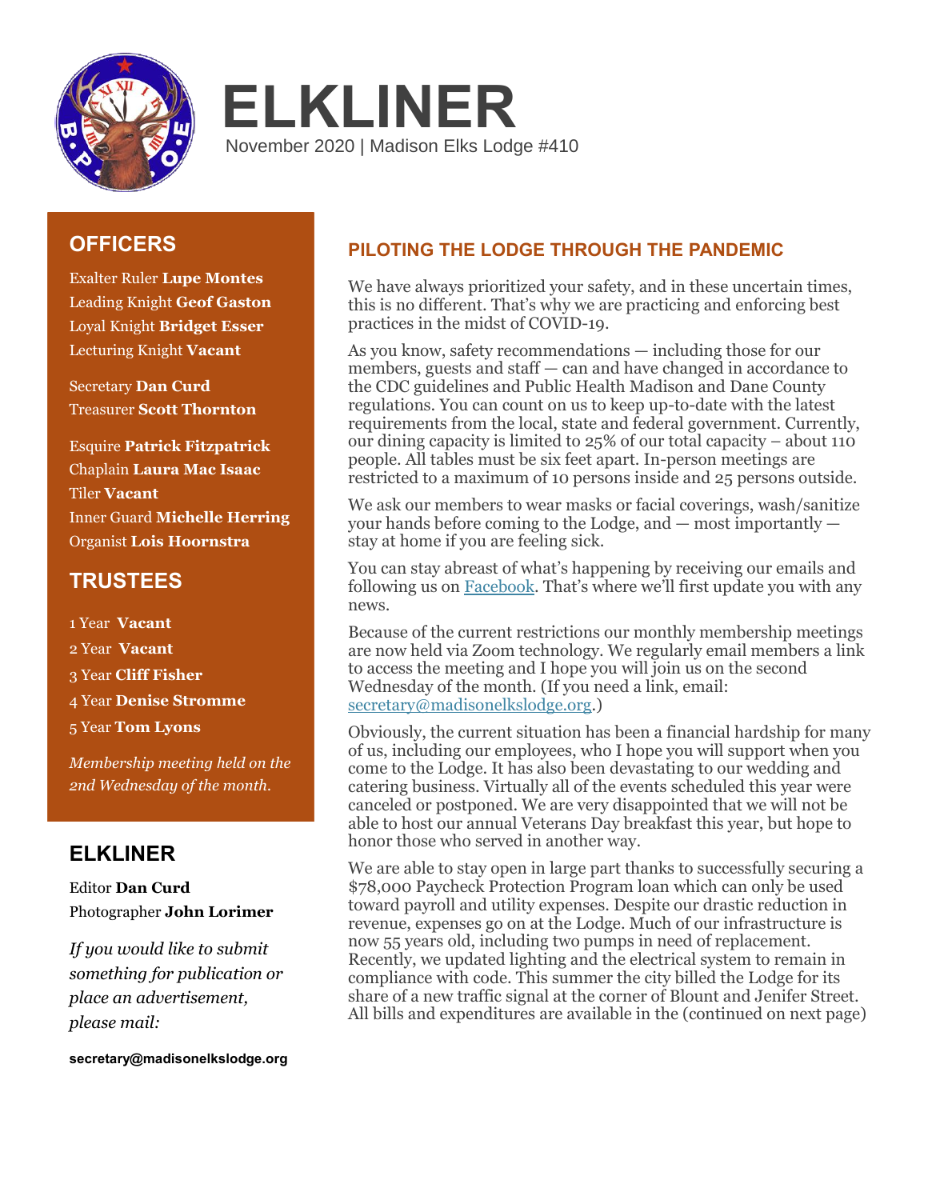# ELKLINER

November 2020 | Madison Elks Lodge #410

## OFFICERS

Exalter Ruler **Lupe Montes**
Leading Knight **Geof Gaston**
Loyal Knight **Bridget Esser**
Lecturing Knight **Vacant**

Secretary **Dan Curd**
Treasurer **Scott Thornton**

Esquire **Patrick Fitzpatrick**
Chaplain **Laura Mac Isaac**
Tiler **Vacant**
Inner Guard **Michelle Herring**
Organist **Lois Hoornstra**

## TRUSTEES

1 Year **Vacant**
2 Year **Vacant**
3 Year **Cliff Fisher**
4 Year **Denise Stromme**
5 Year **Tom Lyons**

*Membership meeting held on the 2nd Wednesday of the month.*

## ELKLINER

Editor **Dan Curd**
Photographer **John Lorimer**

*If you would like to submit something for publication or place an advertisement, please mail:*

**secretary@madisonelkslodge.org**

## PILOTING THE LODGE THROUGH THE PANDEMIC

We have always prioritized your safety, and in these uncertain times, this is no different. That's why we are practicing and enforcing best practices in the midst of COVID-19.

As you know, safety recommendations — including those for our members, guests and staff — can and have changed in accordance to the CDC guidelines and Public Health Madison and Dane County regulations. You can count on us to keep up-to-date with the latest requirements from the local, state and federal government. Currently, our dining capacity is limited to 25% of our total capacity – about 110 people. All tables must be six feet apart. In-person meetings are restricted to a maximum of 10 persons inside and 25 persons outside.

We ask our members to wear masks or facial coverings, wash/sanitize your hands before coming to the Lodge, and — most importantly — stay at home if you are feeling sick.

You can stay abreast of what's happening by receiving our emails and following us on Facebook. That's where we'll first update you with any news.

Because of the current restrictions our monthly membership meetings are now held via Zoom technology. We regularly email members a link to access the meeting and I hope you will join us on the second Wednesday of the month. (If you need a link, email: secretary@madisonelkslodge.org.)

Obviously, the current situation has been a financial hardship for many of us, including our employees, who I hope you will support when you come to the Lodge. It has also been devastating to our wedding and catering business. Virtually all of the events scheduled this year were canceled or postponed. We are very disappointed that we will not be able to host our annual Veterans Day breakfast this year, but hope to honor those who served in another way.

We are able to stay open in large part thanks to successfully securing a $78,000 Paycheck Protection Program loan which can only be used toward payroll and utility expenses. Despite our drastic reduction in revenue, expenses go on at the Lodge. Much of our infrastructure is now 55 years old, including two pumps in need of replacement. Recently, we updated lighting and the electrical system to remain in compliance with code. This summer the city billed the Lodge for its share of a new traffic signal at the corner of Blount and Jenifer Street. All bills and expenditures are available in the (continued on next page)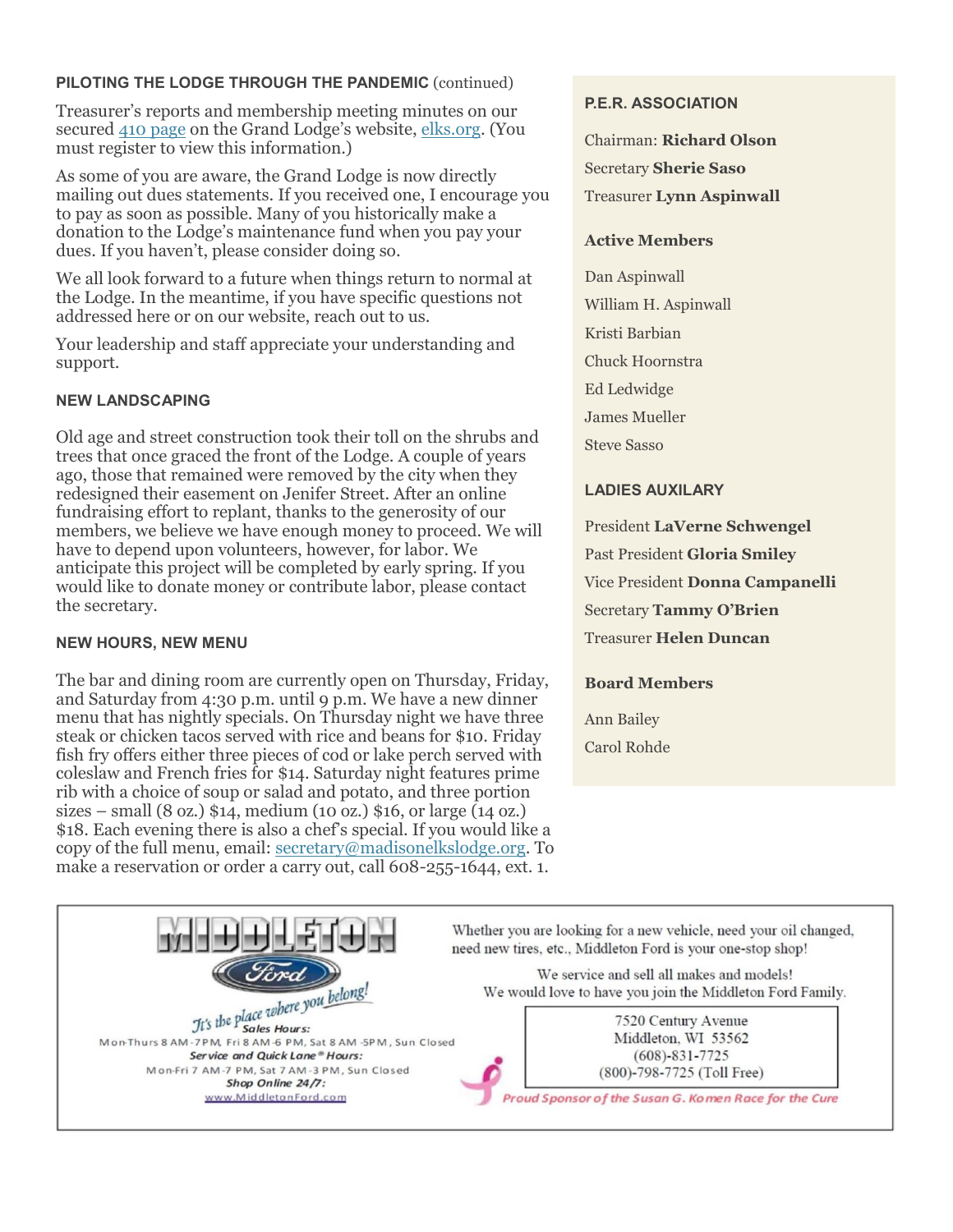### PILOTING THE LODGE THROUGH THE PANDEMIC (continued)

Treasurer's reports and membership meeting minutes on our secured 410 page on the Grand Lodge's website, elks.org. (You must register to view this information.)

As some of you are aware, the Grand Lodge is now directly mailing out dues statements. If you received one, I encourage you to pay as soon as possible. Many of you historically make a donation to the Lodge's maintenance fund when you pay your dues. If you haven't, please consider doing so.

We all look forward to a future when things return to normal at the Lodge. In the meantime, if you have specific questions not addressed here or on our website, reach out to us.

Your leadership and staff appreciate your understanding and support.

### NEW LANDSCAPING

Old age and street construction took their toll on the shrubs and trees that once graced the front of the Lodge. A couple of years ago, those that remained were removed by the city when they redesigned their easement on Jenifer Street. After an online fundraising effort to replant, thanks to the generosity of our members, we believe we have enough money to proceed. We will have to depend upon volunteers, however, for labor. We anticipate this project will be completed by early spring. If you would like to donate money or contribute labor, please contact the secretary.

### NEW HOURS, NEW MENU

The bar and dining room are currently open on Thursday, Friday, and Saturday from 4:30 p.m. until 9 p.m. We have a new dinner menu that has nightly specials. On Thursday night we have three steak or chicken tacos served with rice and beans for $10. Friday fish fry offers either three pieces of cod or lake perch served with coleslaw and French fries for $14. Saturday night features prime rib with a choice of soup or salad and potato, and three portion sizes – small (8 oz.) $14, medium (10 oz.) $16, or large (14 oz.) $18. Each evening there is also a chef's special. If you would like a copy of the full menu, email: secretary@madisonelkslodge.org. To make a reservation or order a carry out, call 608-255-1644, ext. 1.

### P.E.R. ASSOCIATION

Chairman: **Richard Olson**

Secretary **Sherie Saso**

Treasurer **Lynn Aspinwall**

**Active Members**

Dan Aspinwall

William H. Aspinwall

Kristi Barbian

Chuck Hoornstra

Ed Ledwidge

James Mueller

Steve Sasso

### LADIES AUXILARY

President **LaVerne Schwengel**

Past President **Gloria Smiley**

Vice President **Donna Campanelli**

Secretary **Tammy O'Brien**

Treasurer **Helen Duncan**

**Board Members**

Ann Bailey

Carol Rohde

---

MIDDLETON Ford

*It's the place where you belong!*

**Sales Hours:**
Mon-Thurs 8 AM-7PM, Fri 8 AM-6 PM, Sat 8 AM-5PM, Sun Closed

***Service and Quick Lane® Hours:***
Mon-Fri 7 AM-7 PM, Sat 7 AM-3 PM, Sun Closed

***Shop Online 24/7:***
www.MiddletonFord.com

Whether you are looking for a new vehicle, need your oil changed, need new tires, etc., Middleton Ford is your one-stop shop!

We service and sell all makes and models!
We would love to have you join the Middleton Ford Family.

7520 Century Avenue
Middleton, WI 53562
(608)-831-7725
(800)-798-7725 (Toll Free)

*Proud Sponsor of the Susan G. Komen Race for the Cure*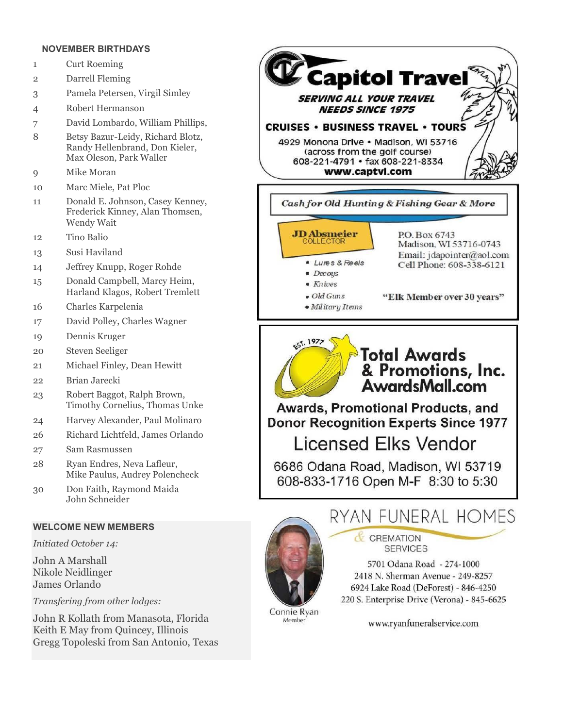## NOVEMBER BIRTHDAYS

| | |
|---|---|
| 1 | Curt Roeming |
| 2 | Darrell Fleming |
| 3 | Pamela Petersen, Virgil Simley |
| 4 | Robert Hermanson |
| 7 | David Lombardo, William Phillips, |
| 8 | Betsy Bazur-Leidy, Richard Blotz, Randy Hellenbrand, Don Kieler, Max Oleson, Park Waller |
| 9 | Mike Moran |
| 10 | Marc Miele, Pat Ploc |
| 11 | Donald E. Johnson, Casey Kenney, Frederick Kinney, Alan Thomsen, Wendy Wait |
| 12 | Tino Balio |
| 13 | Susi Haviland |
| 14 | Jeffrey Knupp, Roger Rohde |
| 15 | Donald Campbell, Marcy Heim, Harland Klagos, Robert Tremlett |
| 16 | Charles Karpelenia |
| 17 | David Polley, Charles Wagner |
| 19 | Dennis Kruger |
| 20 | Steven Seeliger |
| 21 | Michael Finley, Dean Hewitt |
| 22 | Brian Jarecki |
| 23 | Robert Baggot, Ralph Brown, Timothy Cornelius, Thomas Unke |
| 24 | Harvey Alexander, Paul Molinaro |
| 26 | Richard Lichtfeld, James Orlando |
| 27 | Sam Rasmussen |
| 28 | Ryan Endres, Neva Lafleur, Mike Paulus, Audrey Polencheck |
| 30 | Don Faith, Raymond Maida John Schneider |

## WELCOME NEW MEMBERS

*Initiated October 14:*

John A Marshall
Nikole Neidlinger
James Orlando

*Transfering from other lodges:*

John R Kollath from Manasota, Florida
Keith E May from Quincey, Illinois
Gregg Topoleski from San Antonio, Texas

---

**Capitol Travel**

***SERVING ALL YOUR TRAVEL NEEDS SINCE 1975***

**CRUISES • BUSINESS TRAVEL • TOURS**

4929 Monona Drive • Madison, WI 53716
(across from the golf course)
608-221-4791 • fax 608-221-8334
**www.captvl.com**

---

***Cash for Old Hunting & Fishing Gear & More***

**JD Absmeier**
COLLECTOR

- *Lures & Reels*
- *Decoys*
- *Knives*
- *Old Guns*
- *Military Items*

P.O. Box 6743
Madison, WI 53716-0743
Email: jdapointer@aol.com
Cell Phone: 608-338-6121

**"Elk Member over 30 years"**

---

EST. 1977

**Total Awards & Promotions, Inc.**
**AwardsMall.com**

**Awards, Promotional Products, and Donor Recognition Experts Since 1977**

Licensed Elks Vendor

6686 Odana Road, Madison, WI 53719
608-833-1716 Open M-F 8:30 to 5:30

---

RYAN FUNERAL HOMES
& CREMATION SERVICES

Connie Ryan
Member

5701 Odana Road - 274-1000
2418 N. Sherman Avenue - 249-8257
6924 Lake Road (DeForest) - 846-4250
220 S. Enterprise Drive (Verona) - 845-6625

www.ryanfuneralservice.com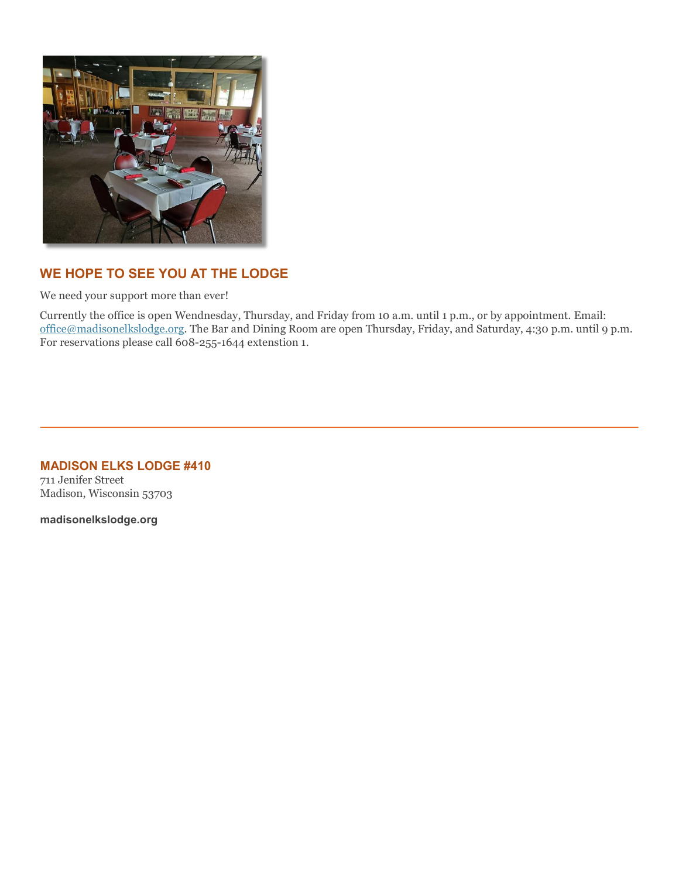## WE HOPE TO SEE YOU AT THE LODGE

We need your support more than ever!

Currently the office is open Wendnesday, Thursday, and Friday from 10 a.m. until 1 p.m., or by appointment. Email: office@madisonelkslodge.org. The Bar and Dining Room are open Thursday, Friday, and Saturday, 4:30 p.m. until 9 p.m. For reservations please call 608-255-1644 extenstion 1.

---

### MADISON ELKS LODGE #410

711 Jenifer Street
Madison, Wisconsin 53703

**madisonelkslodge.org**